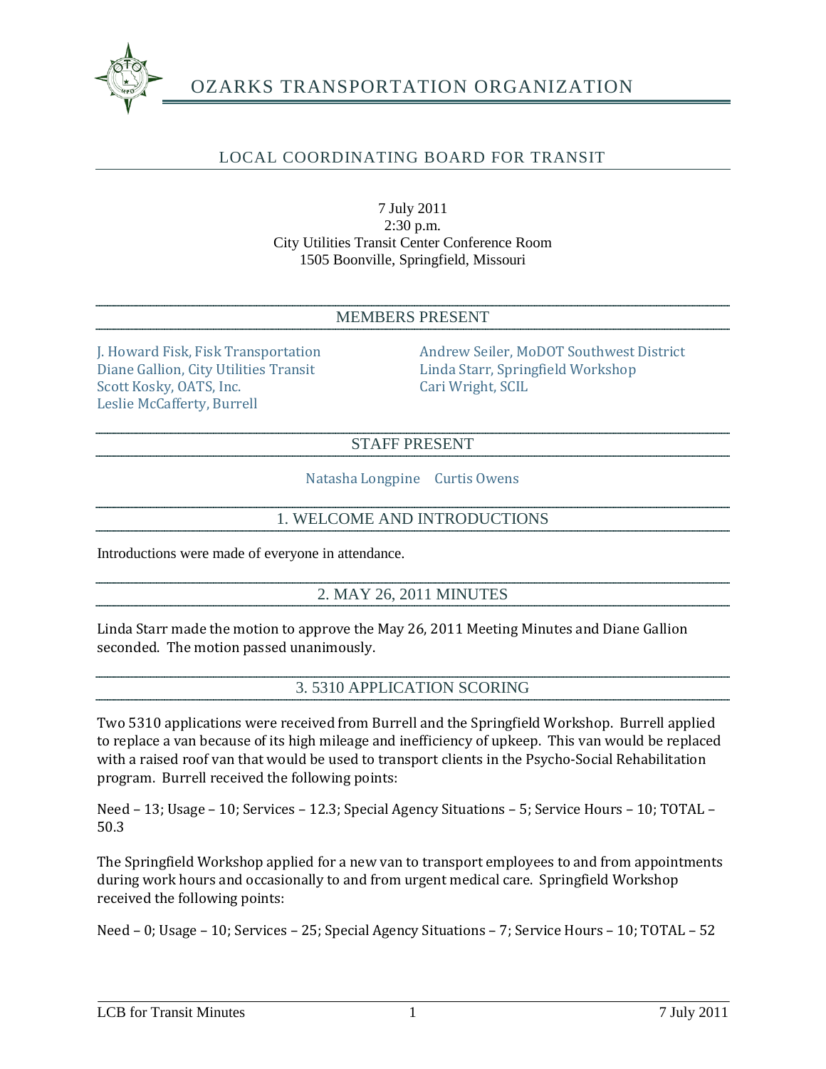# OZARKS TRANSPORTATION ORGANIZATION

## LOCAL COORDINATING BOARD FOR TRANSIT

7 July 2011
2:30 p.m.
City Utilities Transit Center Conference Room
1505 Boonville, Springfield, Missouri

## MEMBERS PRESENT

J. Howard Fisk, Fisk Transportation
Diane Gallion, City Utilities Transit
Scott Kosky, OATS, Inc.
Leslie McCafferty, Burrell
Andrew Seiler, MoDOT Southwest District
Linda Starr, Springfield Workshop
Cari Wright, SCIL

## STAFF PRESENT

Natasha Longpine Curtis Owens

## 1. WELCOME AND INTRODUCTIONS

Introductions were made of everyone in attendance.

## 2. MAY 26, 2011 MINUTES

Linda Starr made the motion to approve the May 26, 2011 Meeting Minutes and Diane Gallion seconded. The motion passed unanimously.

## 3. 5310 APPLICATION SCORING

Two 5310 applications were received from Burrell and the Springfield Workshop. Burrell applied to replace a van because of its high mileage and inefficiency of upkeep. This van would be replaced with a raised roof van that would be used to transport clients in the Psycho-Social Rehabilitation program. Burrell received the following points:

Need – 13; Usage – 10; Services – 12.3; Special Agency Situations – 5; Service Hours – 10; TOTAL – 50.3

The Springfield Workshop applied for a new van to transport employees to and from appointments during work hours and occasionally to and from urgent medical care. Springfield Workshop received the following points:

Need – 0; Usage – 10; Services – 25; Special Agency Situations – 7; Service Hours – 10; TOTAL – 52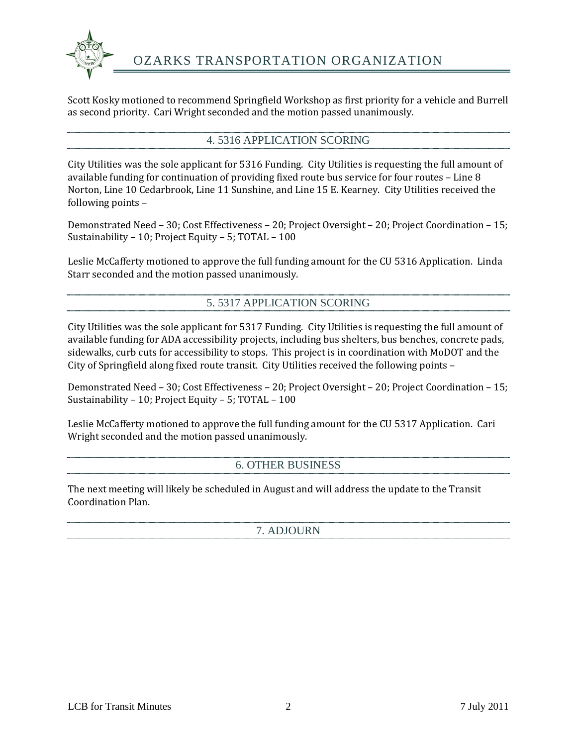Scott Kosky motioned to recommend Springfield Workshop as first priority for a vehicle and Burrell as second priority. Cari Wright seconded and the motion passed unanimously.

## 4. 5316 APPLICATION SCORING

City Utilities was the sole applicant for 5316 Funding. City Utilities is requesting the full amount of available funding for continuation of providing fixed route bus service for four routes – Line 8 Norton, Line 10 Cedarbrook, Line 11 Sunshine, and Line 15 E. Kearney. City Utilities received the following points –

Demonstrated Need – 30; Cost Effectiveness – 20; Project Oversight – 20; Project Coordination – 15; Sustainability – 10; Project Equity – 5; TOTAL – 100

Leslie McCafferty motioned to approve the full funding amount for the CU 5316 Application. Linda Starr seconded and the motion passed unanimously.

## 5. 5317 APPLICATION SCORING

City Utilities was the sole applicant for 5317 Funding. City Utilities is requesting the full amount of available funding for ADA accessibility projects, including bus shelters, bus benches, concrete pads, sidewalks, curb cuts for accessibility to stops. This project is in coordination with MoDOT and the City of Springfield along fixed route transit. City Utilities received the following points –

Demonstrated Need – 30; Cost Effectiveness – 20; Project Oversight – 20; Project Coordination – 15; Sustainability – 10; Project Equity – 5; TOTAL – 100

Leslie McCafferty motioned to approve the full funding amount for the CU 5317 Application. Cari Wright seconded and the motion passed unanimously.

## 6. OTHER BUSINESS

The next meeting will likely be scheduled in August and will address the update to the Transit Coordination Plan.

## 7. ADJOURN